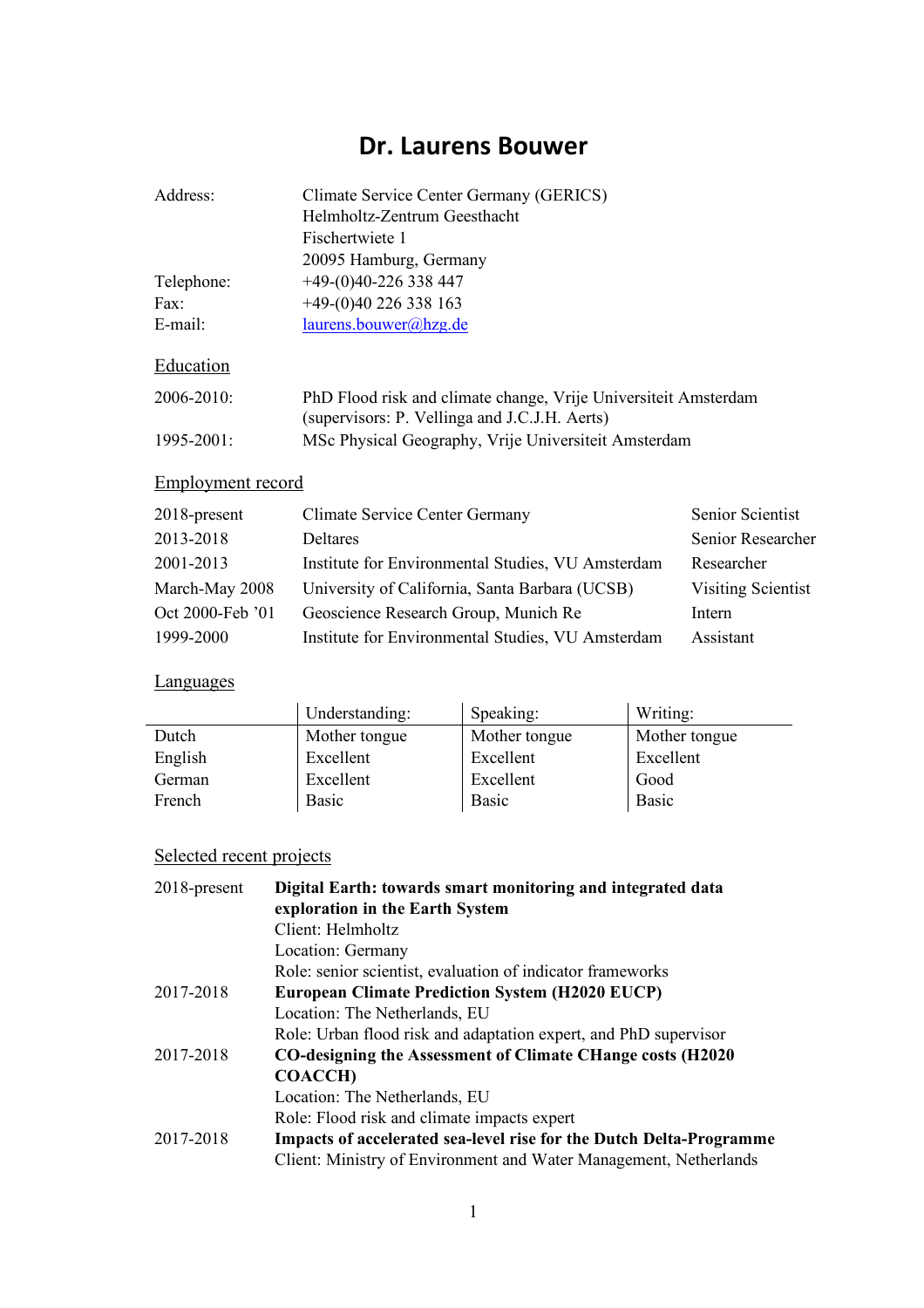# Dr. Laurens Bouwer

| | |
|---|---|
| Address: | Climate Service Center Germany (GERICS)<br>Helmholtz-Zentrum Geesthacht<br>Fischertwiete 1<br>20095 Hamburg, Germany |
| Telephone: | +49-(0)40-226 338 447 |
| Fax: | +49-(0)40 226 338 163 |
| E-mail: | laurens.bouwer@hzg.de |

## Education

| | |
|---|---|
| 2006-2010: | PhD Flood risk and climate change, Vrije Universiteit Amsterdam (supervisors: P. Vellinga and J.C.J.H. Aerts) |
| 1995-2001: | MSc Physical Geography, Vrije Universiteit Amsterdam |

## Employment record

| | | |
|---|---|---|
| 2018-present | Climate Service Center Germany | Senior Scientist |
| 2013-2018 | Deltares | Senior Researcher |
| 2001-2013 | Institute for Environmental Studies, VU Amsterdam | Researcher |
| March-May 2008 | University of California, Santa Barbara (UCSB) | Visiting Scientist |
| Oct 2000-Feb '01 | Geoscience Research Group, Munich Re | Intern |
| 1999-2000 | Institute for Environmental Studies, VU Amsterdam | Assistant |

## Languages

| | Understanding: | Speaking: | Writing: |
|---|---|---|---|
| Dutch | Mother tongue | Mother tongue | Mother tongue |
| English | Excellent | Excellent | Excellent |
| German | Excellent | Excellent | Good |
| French | Basic | Basic | Basic |

## Selected recent projects

2018-present **Digital Earth: towards smart monitoring and integrated data exploration in the Earth System**
Client: Helmholtz
Location: Germany
Role: senior scientist, evaluation of indicator frameworks

2017-2018 **European Climate Prediction System (H2020 EUCP)**
Location: The Netherlands, EU
Role: Urban flood risk and adaptation expert, and PhD supervisor

2017-2018 **CO-designing the Assessment of Climate CHange costs (H2020 COACCH)**
Location: The Netherlands, EU
Role: Flood risk and climate impacts expert

2017-2018 **Impacts of accelerated sea-level rise for the Dutch Delta-Programme**
Client: Ministry of Environment and Water Management, Netherlands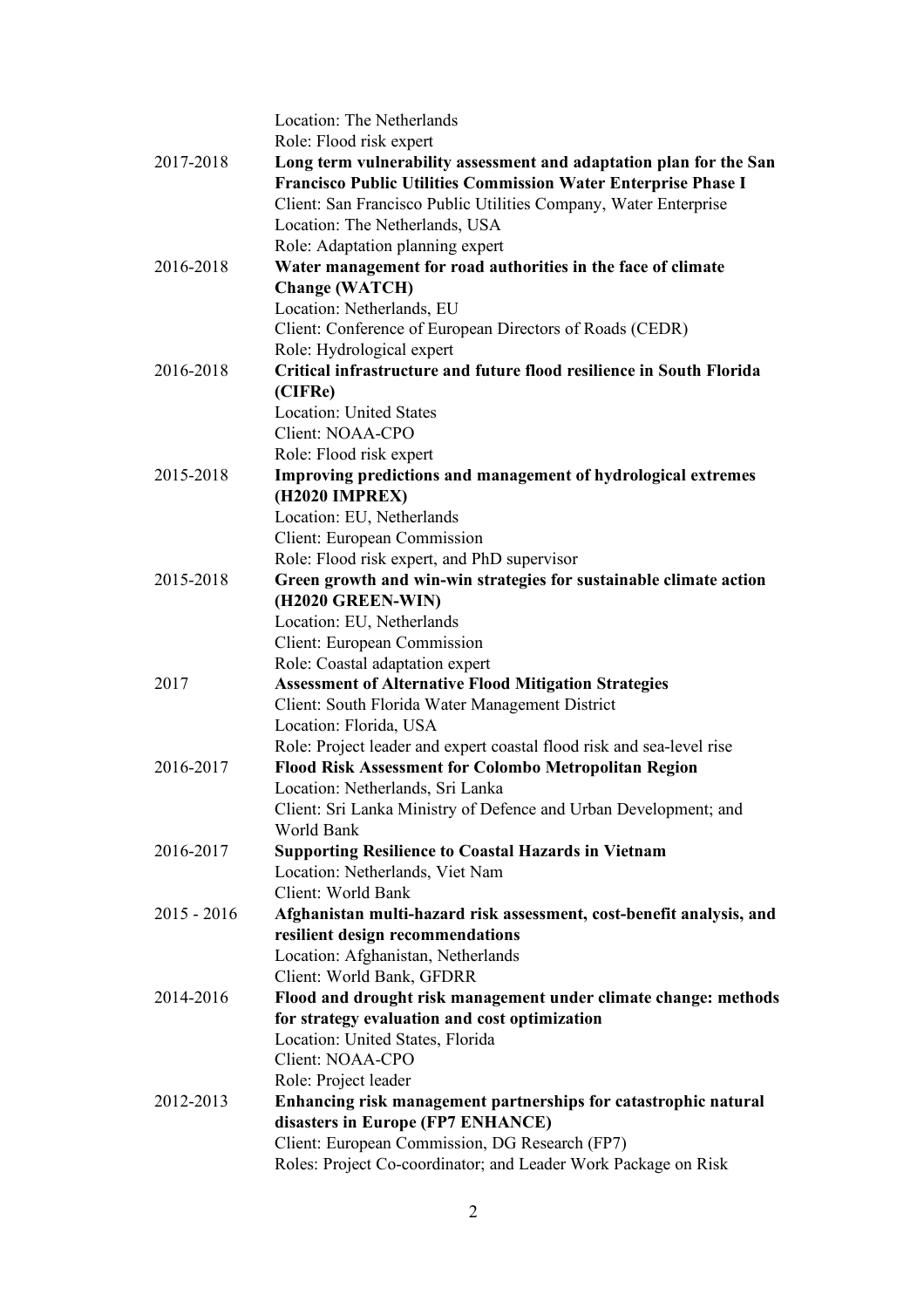Location: The Netherlands
Role: Flood risk expert

2017-2018 **Long term vulnerability assessment and adaptation plan for the San Francisco Public Utilities Commission Water Enterprise Phase I**
Client: San Francisco Public Utilities Company, Water Enterprise
Location: The Netherlands, USA
Role: Adaptation planning expert

2016-2018 **Water management for road authorities in the face of climate Change (WATCH)**
Location: Netherlands, EU
Client: Conference of European Directors of Roads (CEDR)
Role: Hydrological expert

2016-2018 **Critical infrastructure and future flood resilience in South Florida (CIFRe)**
Location: United States
Client: NOAA-CPO
Role: Flood risk expert

2015-2018 **Improving predictions and management of hydrological extremes (H2020 IMPREX)**
Location: EU, Netherlands
Client: European Commission
Role: Flood risk expert, and PhD supervisor

2015-2018 **Green growth and win-win strategies for sustainable climate action (H2020 GREEN-WIN)**
Location: EU, Netherlands
Client: European Commission
Role: Coastal adaptation expert

2017 **Assessment of Alternative Flood Mitigation Strategies**
Client: South Florida Water Management District
Location: Florida, USA
Role: Project leader and expert coastal flood risk and sea-level rise

2016-2017 **Flood Risk Assessment for Colombo Metropolitan Region**
Location: Netherlands, Sri Lanka
Client: Sri Lanka Ministry of Defence and Urban Development; and World Bank

2016-2017 **Supporting Resilience to Coastal Hazards in Vietnam**
Location: Netherlands, Viet Nam
Client: World Bank

2015 - 2016 **Afghanistan multi-hazard risk assessment, cost-benefit analysis, and resilient design recommendations**
Location: Afghanistan, Netherlands
Client: World Bank, GFDRR

2014-2016 **Flood and drought risk management under climate change: methods for strategy evaluation and cost optimization**
Location: United States, Florida
Client: NOAA-CPO
Role: Project leader

2012-2013 **Enhancing risk management partnerships for catastrophic natural disasters in Europe (FP7 ENHANCE)**
Client: European Commission, DG Research (FP7)
Roles: Project Co-coordinator; and Leader Work Package on Risk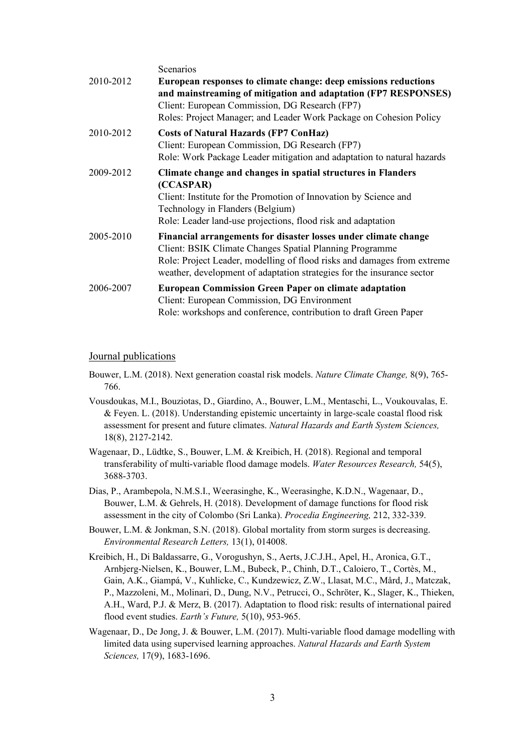| | |
|---|---|
| | Scenarios |
| 2010-2012 | **European responses to climate change: deep emissions reductions and mainstreaming of mitigation and adaptation (FP7 RESPONSES)**<br>Client: European Commission, DG Research (FP7)<br>Roles: Project Manager; and Leader Work Package on Cohesion Policy |
| 2010-2012 | **Costs of Natural Hazards (FP7 ConHaz)**<br>Client: European Commission, DG Research (FP7)<br>Role: Work Package Leader mitigation and adaptation to natural hazards |
| 2009-2012 | **Climate change and changes in spatial structures in Flanders (CCASPAR)**<br>Client: Institute for the Promotion of Innovation by Science and Technology in Flanders (Belgium)<br>Role: Leader land-use projections, flood risk and adaptation |
| 2005-2010 | **Financial arrangements for disaster losses under climate change**<br>Client: BSIK Climate Changes Spatial Planning Programme<br>Role: Project Leader, modelling of flood risks and damages from extreme weather, development of adaptation strategies for the insurance sector |
| 2006-2007 | **European Commission Green Paper on climate adaptation**<br>Client: European Commission, DG Environment<br>Role: workshops and conference, contribution to draft Green Paper |

## Journal publications

Bouwer, L.M. (2018). Next generation coastal risk models. *Nature Climate Change,* 8(9), 765-766.

Vousdoukas, M.I., Bouziotas, D., Giardino, A., Bouwer, L.M., Mentaschi, L., Voukouvalas, E. & Feyen. L. (2018). Understanding epistemic uncertainty in large-scale coastal flood risk assessment for present and future climates. *Natural Hazards and Earth System Sciences,* 18(8), 2127-2142.

Wagenaar, D., Lüdtke, S., Bouwer, L.M. & Kreibich, H. (2018). Regional and temporal transferability of multi-variable flood damage models. *Water Resources Research,* 54(5), 3688-3703.

Dias, P., Arambepola, N.M.S.I., Weerasinghe, K., Weerasinghe, K.D.N., Wagenaar, D., Bouwer, L.M. & Gehrels, H. (2018). Development of damage functions for flood risk assessment in the city of Colombo (Sri Lanka). *Procedia Engineering,* 212, 332-339.

Bouwer, L.M. & Jonkman, S.N. (2018). Global mortality from storm surges is decreasing. *Environmental Research Letters,* 13(1), 014008.

Kreibich, H., Di Baldassarre, G., Vorogushyn, S., Aerts, J.C.J.H., Apel, H., Aronica, G.T., Arnbjerg-Nielsen, K., Bouwer, L.M., Bubeck, P., Chinh, D.T., Caloiero, T., Cortès, M., Gain, A.K., Giampá, V., Kuhlicke, C., Kundzewicz, Z.W., Llasat, M.C., Mård, J., Matczak, P., Mazzoleni, M., Molinari, D., Dung, N.V., Petrucci, O., Schröter, K., Slager, K., Thieken, A.H., Ward, P.J. & Merz, B. (2017). Adaptation to flood risk: results of international paired flood event studies. *Earth's Future,* 5(10), 953-965.

Wagenaar, D., De Jong, J. & Bouwer, L.M. (2017). Multi-variable flood damage modelling with limited data using supervised learning approaches. *Natural Hazards and Earth System Sciences,* 17(9), 1683-1696.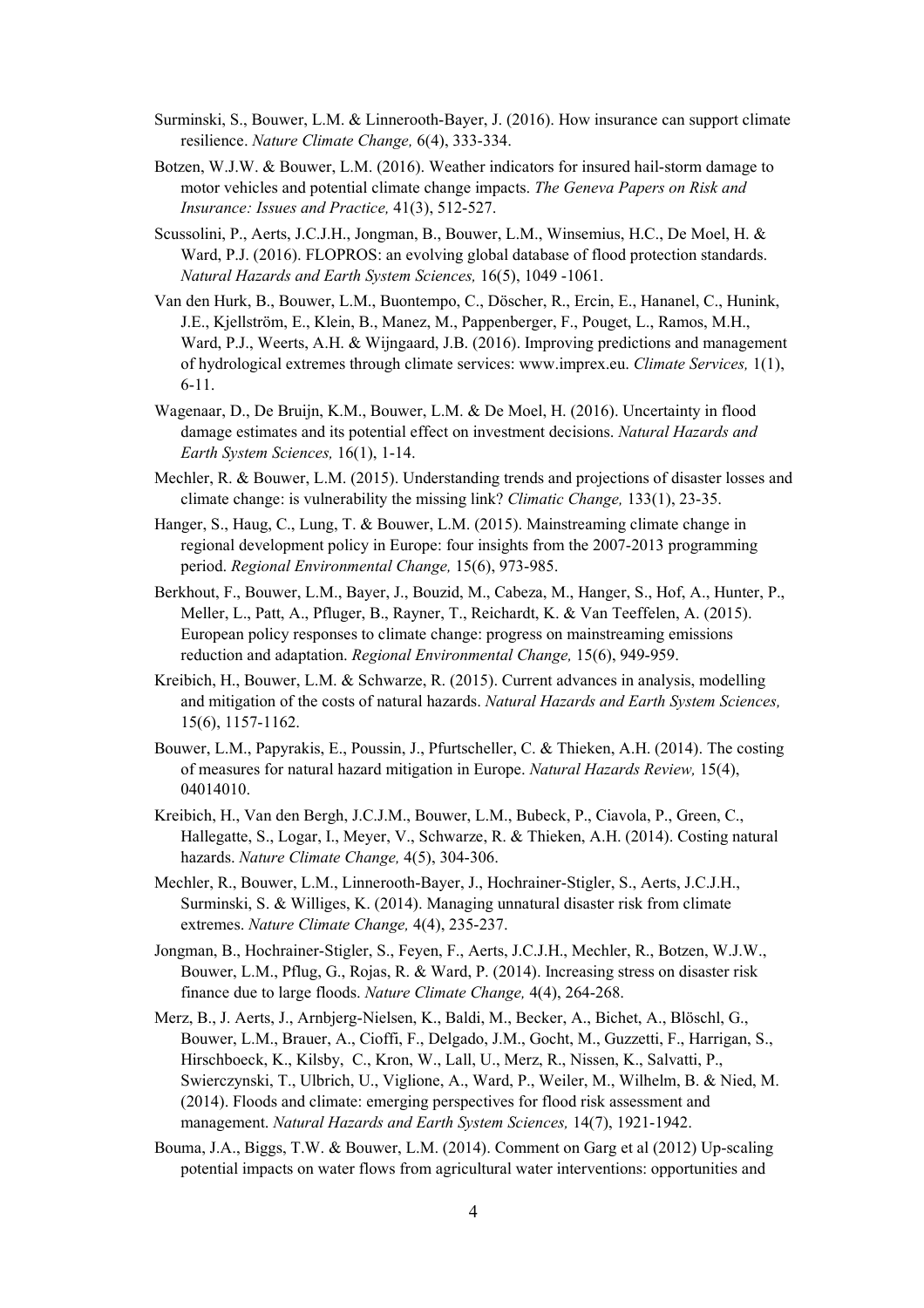Surminski, S., Bouwer, L.M. & Linnerooth-Bayer, J. (2016). How insurance can support climate resilience. *Nature Climate Change,* 6(4), 333-334.

Botzen, W.J.W. & Bouwer, L.M. (2016). Weather indicators for insured hail-storm damage to motor vehicles and potential climate change impacts. *The Geneva Papers on Risk and Insurance: Issues and Practice,* 41(3), 512-527.

Scussolini, P., Aerts, J.C.J.H., Jongman, B., Bouwer, L.M., Winsemius, H.C., De Moel, H. & Ward, P.J. (2016). FLOPROS: an evolving global database of flood protection standards. *Natural Hazards and Earth System Sciences,* 16(5), 1049 -1061.

Van den Hurk, B., Bouwer, L.M., Buontempo, C., Döscher, R., Ercin, E., Hananel, C., Hunink, J.E., Kjellström, E., Klein, B., Manez, M., Pappenberger, F., Pouget, L., Ramos, M.H., Ward, P.J., Weerts, A.H. & Wijngaard, J.B. (2016). Improving predictions and management of hydrological extremes through climate services: www.imprex.eu. *Climate Services,* 1(1), 6-11.

Wagenaar, D., De Bruijn, K.M., Bouwer, L.M. & De Moel, H. (2016). Uncertainty in flood damage estimates and its potential effect on investment decisions. *Natural Hazards and Earth System Sciences,* 16(1), 1-14.

Mechler, R. & Bouwer, L.M. (2015). Understanding trends and projections of disaster losses and climate change: is vulnerability the missing link? *Climatic Change,* 133(1), 23-35.

Hanger, S., Haug, C., Lung, T. & Bouwer, L.M. (2015). Mainstreaming climate change in regional development policy in Europe: four insights from the 2007-2013 programming period. *Regional Environmental Change,* 15(6), 973-985.

Berkhout, F., Bouwer, L.M., Bayer, J., Bouzid, M., Cabeza, M., Hanger, S., Hof, A., Hunter, P., Meller, L., Patt, A., Pfluger, B., Rayner, T., Reichardt, K. & Van Teeffelen, A. (2015). European policy responses to climate change: progress on mainstreaming emissions reduction and adaptation. *Regional Environmental Change,* 15(6), 949-959.

Kreibich, H., Bouwer, L.M. & Schwarze, R. (2015). Current advances in analysis, modelling and mitigation of the costs of natural hazards. *Natural Hazards and Earth System Sciences,* 15(6), 1157-1162.

Bouwer, L.M., Papyrakis, E., Poussin, J., Pfurtscheller, C. & Thieken, A.H. (2014). The costing of measures for natural hazard mitigation in Europe. *Natural Hazards Review,* 15(4), 04014010.

Kreibich, H., Van den Bergh, J.C.J.M., Bouwer, L.M., Bubeck, P., Ciavola, P., Green, C., Hallegatte, S., Logar, I., Meyer, V., Schwarze, R. & Thieken, A.H. (2014). Costing natural hazards. *Nature Climate Change,* 4(5), 304-306.

Mechler, R., Bouwer, L.M., Linnerooth-Bayer, J., Hochrainer-Stigler, S., Aerts, J.C.J.H., Surminski, S. & Williges, K. (2014). Managing unnatural disaster risk from climate extremes. *Nature Climate Change,* 4(4), 235-237.

Jongman, B., Hochrainer-Stigler, S., Feyen, F., Aerts, J.C.J.H., Mechler, R., Botzen, W.J.W., Bouwer, L.M., Pflug, G., Rojas, R. & Ward, P. (2014). Increasing stress on disaster risk finance due to large floods. *Nature Climate Change,* 4(4), 264-268.

Merz, B., J. Aerts, J., Arnbjerg-Nielsen, K., Baldi, M., Becker, A., Bichet, A., Blöschl, G., Bouwer, L.M., Brauer, A., Cioffi, F., Delgado, J.M., Gocht, M., Guzzetti, F., Harrigan, S., Hirschboeck, K., Kilsby, C., Kron, W., Lall, U., Merz, R., Nissen, K., Salvatti, P., Swierczynski, T., Ulbrich, U., Viglione, A., Ward, P., Weiler, M., Wilhelm, B. & Nied, M. (2014). Floods and climate: emerging perspectives for flood risk assessment and management. *Natural Hazards and Earth System Sciences,* 14(7), 1921-1942.

Bouma, J.A., Biggs, T.W. & Bouwer, L.M. (2014). Comment on Garg et al (2012) Up-scaling potential impacts on water flows from agricultural water interventions: opportunities and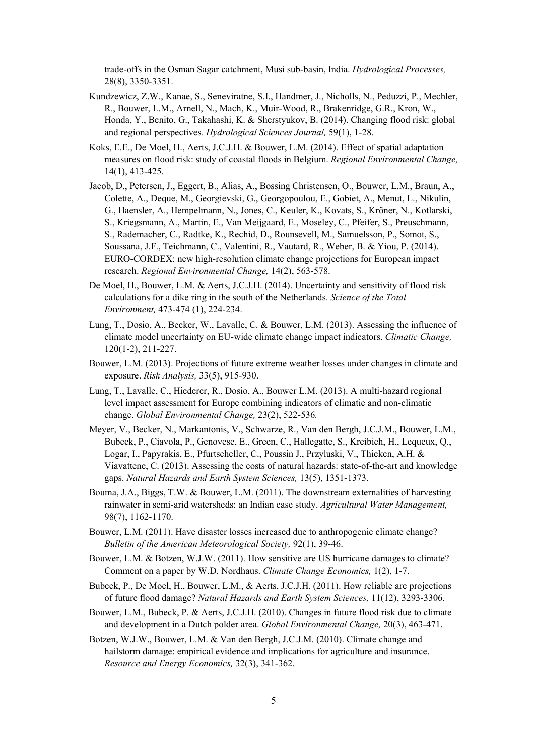trade-offs in the Osman Sagar catchment, Musi sub-basin, India. *Hydrological Processes,* 28(8), 3350-3351.

Kundzewicz, Z.W., Kanae, S., Seneviratne, S.I., Handmer, J., Nicholls, N., Peduzzi, P., Mechler, R., Bouwer, L.M., Arnell, N., Mach, K., Muir-Wood, R., Brakenridge, G.R., Kron, W., Honda, Y., Benito, G., Takahashi, K. & Sherstyukov, B. (2014). Changing flood risk: global and regional perspectives. *Hydrological Sciences Journal,* 59(1), 1-28.

Koks, E.E., De Moel, H., Aerts, J.C.J.H. & Bouwer, L.M. (2014). Effect of spatial adaptation measures on flood risk: study of coastal floods in Belgium. *Regional Environmental Change,* 14(1), 413-425.

Jacob, D., Petersen, J., Eggert, B., Alias, A., Bossing Christensen, O., Bouwer, L.M., Braun, A., Colette, A., Deque, M., Georgievski, G., Georgopoulou, E., Gobiet, A., Menut, L., Nikulin, G., Haensler, A., Hempelmann, N., Jones, C., Keuler, K., Kovats, S., Kröner, N., Kotlarski, S., Kriegsmann, A., Martin, E., Van Meijgaard, E., Moseley, C., Pfeifer, S., Preuschmann, S., Rademacher, C., Radtke, K., Rechid, D., Rounsevell, M., Samuelsson, P., Somot, S., Soussana, J.F., Teichmann, C., Valentini, R., Vautard, R., Weber, B. & Yiou, P. (2014). EURO-CORDEX: new high-resolution climate change projections for European impact research. *Regional Environmental Change,* 14(2), 563-578.

De Moel, H., Bouwer, L.M. & Aerts, J.C.J.H. (2014). Uncertainty and sensitivity of flood risk calculations for a dike ring in the south of the Netherlands. *Science of the Total Environment,* 473-474 (1), 224-234.

Lung, T., Dosio, A., Becker, W., Lavalle, C. & Bouwer, L.M. (2013). Assessing the influence of climate model uncertainty on EU-wide climate change impact indicators. *Climatic Change,* 120(1-2), 211-227.

Bouwer, L.M. (2013). Projections of future extreme weather losses under changes in climate and exposure. *Risk Analysis,* 33(5), 915-930.

Lung, T., Lavalle, C., Hiederer, R., Dosio, A., Bouwer L.M. (2013). A multi-hazard regional level impact assessment for Europe combining indicators of climatic and non-climatic change. *Global Environmental Change,* 23(2), 522-536*.*

Meyer, V., Becker, N., Markantonis, V., Schwarze, R., Van den Bergh, J.C.J.M., Bouwer, L.M., Bubeck, P., Ciavola, P., Genovese, E., Green, C., Hallegatte, S., Kreibich, H., Lequeux, Q., Logar, I., Papyrakis, E., Pfurtscheller, C., Poussin J., Przyluski, V., Thieken, A.H. & Viavattene, C. (2013). Assessing the costs of natural hazards: state-of-the-art and knowledge gaps. *Natural Hazards and Earth System Sciences,* 13(5), 1351-1373.

Bouma, J.A., Biggs, T.W. & Bouwer, L.M. (2011). The downstream externalities of harvesting rainwater in semi-arid watersheds: an Indian case study. *Agricultural Water Management,* 98(7), 1162-1170.

Bouwer, L.M. (2011). Have disaster losses increased due to anthropogenic climate change? *Bulletin of the American Meteorological Society,* 92(1), 39-46.

Bouwer, L.M. & Botzen, W.J.W. (2011). How sensitive are US hurricane damages to climate? Comment on a paper by W.D. Nordhaus. *Climate Change Economics,* 1(2), 1-7.

Bubeck, P., De Moel, H., Bouwer, L.M., & Aerts, J.C.J.H. (2011). How reliable are projections of future flood damage? *Natural Hazards and Earth System Sciences,* 11(12), 3293-3306.

Bouwer, L.M., Bubeck, P. & Aerts, J.C.J.H. (2010). Changes in future flood risk due to climate and development in a Dutch polder area. *Global Environmental Change,* 20(3), 463-471.

Botzen, W.J.W., Bouwer, L.M. & Van den Bergh, J.C.J.M. (2010). Climate change and hailstorm damage: empirical evidence and implications for agriculture and insurance. *Resource and Energy Economics,* 32(3), 341-362.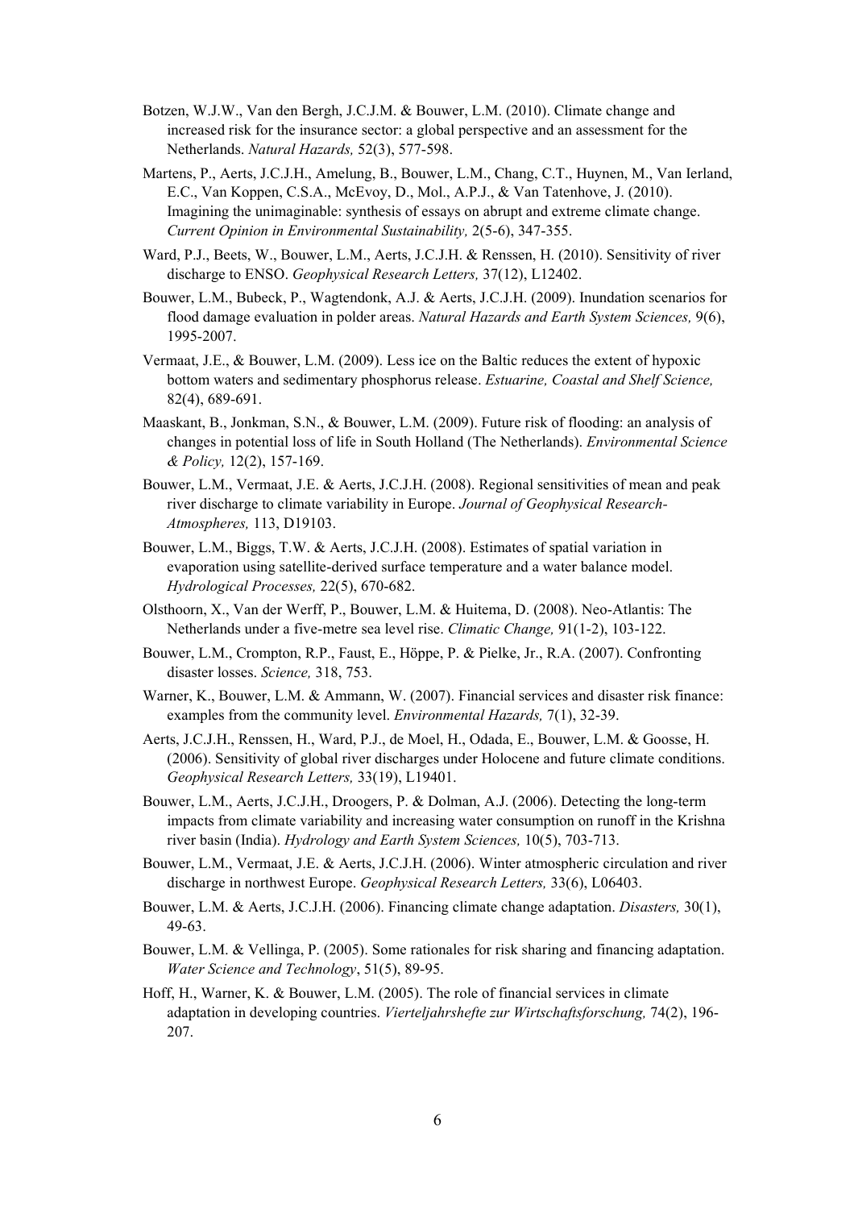Botzen, W.J.W., Van den Bergh, J.C.J.M. & Bouwer, L.M. (2010). Climate change and increased risk for the insurance sector: a global perspective and an assessment for the Netherlands. *Natural Hazards,* 52(3), 577-598.

Martens, P., Aerts, J.C.J.H., Amelung, B., Bouwer, L.M., Chang, C.T., Huynen, M., Van Ierland, E.C., Van Koppen, C.S.A., McEvoy, D., Mol., A.P.J., & Van Tatenhove, J. (2010). Imagining the unimaginable: synthesis of essays on abrupt and extreme climate change. *Current Opinion in Environmental Sustainability,* 2(5-6), 347-355.

Ward, P.J., Beets, W., Bouwer, L.M., Aerts, J.C.J.H. & Renssen, H. (2010). Sensitivity of river discharge to ENSO. *Geophysical Research Letters,* 37(12), L12402.

Bouwer, L.M., Bubeck, P., Wagtendonk, A.J. & Aerts, J.C.J.H. (2009). Inundation scenarios for flood damage evaluation in polder areas. *Natural Hazards and Earth System Sciences,* 9(6), 1995-2007.

Vermaat, J.E., & Bouwer, L.M. (2009). Less ice on the Baltic reduces the extent of hypoxic bottom waters and sedimentary phosphorus release. *Estuarine, Coastal and Shelf Science,* 82(4), 689-691.

Maaskant, B., Jonkman, S.N., & Bouwer, L.M. (2009). Future risk of flooding: an analysis of changes in potential loss of life in South Holland (The Netherlands). *Environmental Science & Policy,* 12(2), 157-169.

Bouwer, L.M., Vermaat, J.E. & Aerts, J.C.J.H. (2008). Regional sensitivities of mean and peak river discharge to climate variability in Europe. *Journal of Geophysical Research-Atmospheres,* 113, D19103.

Bouwer, L.M., Biggs, T.W. & Aerts, J.C.J.H. (2008). Estimates of spatial variation in evaporation using satellite-derived surface temperature and a water balance model. *Hydrological Processes,* 22(5), 670-682.

Olsthoorn, X., Van der Werff, P., Bouwer, L.M. & Huitema, D. (2008). Neo-Atlantis: The Netherlands under a five-metre sea level rise. *Climatic Change,* 91(1-2), 103-122.

Bouwer, L.M., Crompton, R.P., Faust, E., Höppe, P. & Pielke, Jr., R.A. (2007). Confronting disaster losses. *Science,* 318, 753.

Warner, K., Bouwer, L.M. & Ammann, W. (2007). Financial services and disaster risk finance: examples from the community level. *Environmental Hazards,* 7(1), 32-39.

Aerts, J.C.J.H., Renssen, H., Ward, P.J., de Moel, H., Odada, E., Bouwer, L.M. & Goosse, H. (2006). Sensitivity of global river discharges under Holocene and future climate conditions. *Geophysical Research Letters,* 33(19), L19401.

Bouwer, L.M., Aerts, J.C.J.H., Droogers, P. & Dolman, A.J. (2006). Detecting the long-term impacts from climate variability and increasing water consumption on runoff in the Krishna river basin (India). *Hydrology and Earth System Sciences,* 10(5), 703-713.

Bouwer, L.M., Vermaat, J.E. & Aerts, J.C.J.H. (2006). Winter atmospheric circulation and river discharge in northwest Europe. *Geophysical Research Letters,* 33(6), L06403.

Bouwer, L.M. & Aerts, J.C.J.H. (2006). Financing climate change adaptation. *Disasters,* 30(1), 49-63.

Bouwer, L.M. & Vellinga, P. (2005). Some rationales for risk sharing and financing adaptation. *Water Science and Technology*, 51(5), 89-95.

Hoff, H., Warner, K. & Bouwer, L.M. (2005). The role of financial services in climate adaptation in developing countries. *Vierteljahrshefte zur Wirtschaftsforschung,* 74(2), 196-207.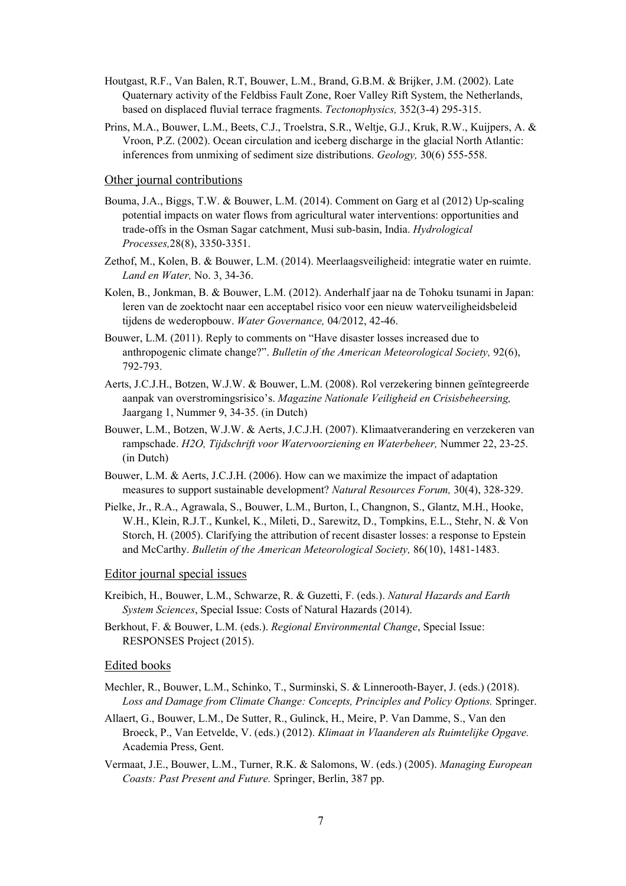Houtgast, R.F., Van Balen, R.T, Bouwer, L.M., Brand, G.B.M. & Brijker, J.M. (2002). Late Quaternary activity of the Feldbiss Fault Zone, Roer Valley Rift System, the Netherlands, based on displaced fluvial terrace fragments. *Tectonophysics,* 352(3-4) 295-315.

Prins, M.A., Bouwer, L.M., Beets, C.J., Troelstra, S.R., Weltje, G.J., Kruk, R.W., Kuijpers, A. & Vroon, P.Z. (2002). Ocean circulation and iceberg discharge in the glacial North Atlantic: inferences from unmixing of sediment size distributions. *Geology,* 30(6) 555-558.

## Other journal contributions

Bouma, J.A., Biggs, T.W. & Bouwer, L.M. (2014). Comment on Garg et al (2012) Up-scaling potential impacts on water flows from agricultural water interventions: opportunities and trade-offs in the Osman Sagar catchment, Musi sub-basin, India. *Hydrological Processes,*28(8), 3350-3351.

Zethof, M., Kolen, B. & Bouwer, L.M. (2014). Meerlaagsveiligheid: integratie water en ruimte. *Land en Water,* No. 3, 34-36.

Kolen, B., Jonkman, B. & Bouwer, L.M. (2012). Anderhalf jaar na de Tohoku tsunami in Japan: leren van de zoektocht naar een acceptabel risico voor een nieuw waterveiligheidsbeleid tijdens de wederopbouw. *Water Governance,* 04/2012, 42-46.

Bouwer, L.M. (2011). Reply to comments on "Have disaster losses increased due to anthropogenic climate change?". *Bulletin of the American Meteorological Society,* 92(6), 792-793.

Aerts, J.C.J.H., Botzen, W.J.W. & Bouwer, L.M. (2008). Rol verzekering binnen geïntegreerde aanpak van overstromingsrisico's. *Magazine Nationale Veiligheid en Crisisbeheersing,* Jaargang 1, Nummer 9, 34-35. (in Dutch)

Bouwer, L.M., Botzen, W.J.W. & Aerts, J.C.J.H. (2007). Klimaatverandering en verzekeren van rampschade. *H2O, Tijdschrift voor Watervoorziening en Waterbeheer,* Nummer 22, 23-25. (in Dutch)

Bouwer, L.M. & Aerts, J.C.J.H. (2006). How can we maximize the impact of adaptation measures to support sustainable development? *Natural Resources Forum,* 30(4), 328-329.

Pielke, Jr., R.A., Agrawala, S., Bouwer, L.M., Burton, I., Changnon, S., Glantz, M.H., Hooke, W.H., Klein, R.J.T., Kunkel, K., Mileti, D., Sarewitz, D., Tompkins, E.L., Stehr, N. & Von Storch, H. (2005). Clarifying the attribution of recent disaster losses: a response to Epstein and McCarthy. *Bulletin of the American Meteorological Society,* 86(10), 1481-1483.

## Editor journal special issues

Kreibich, H., Bouwer, L.M., Schwarze, R. & Guzetti, F. (eds.). *Natural Hazards and Earth System Sciences*, Special Issue: Costs of Natural Hazards (2014).

Berkhout, F. & Bouwer, L.M. (eds.). *Regional Environmental Change*, Special Issue: RESPONSES Project (2015).

## Edited books

Mechler, R., Bouwer, L.M., Schinko, T., Surminski, S. & Linnerooth-Bayer, J. (eds.) (2018). *Loss and Damage from Climate Change: Concepts, Principles and Policy Options.* Springer.

Allaert, G., Bouwer, L.M., De Sutter, R., Gulinck, H., Meire, P. Van Damme, S., Van den Broeck, P., Van Eetvelde, V. (eds.) (2012). *Klimaat in Vlaanderen als Ruimtelijke Opgave.* Academia Press, Gent.

Vermaat, J.E., Bouwer, L.M., Turner, R.K. & Salomons, W. (eds.) (2005). *Managing European Coasts: Past Present and Future.* Springer, Berlin, 387 pp.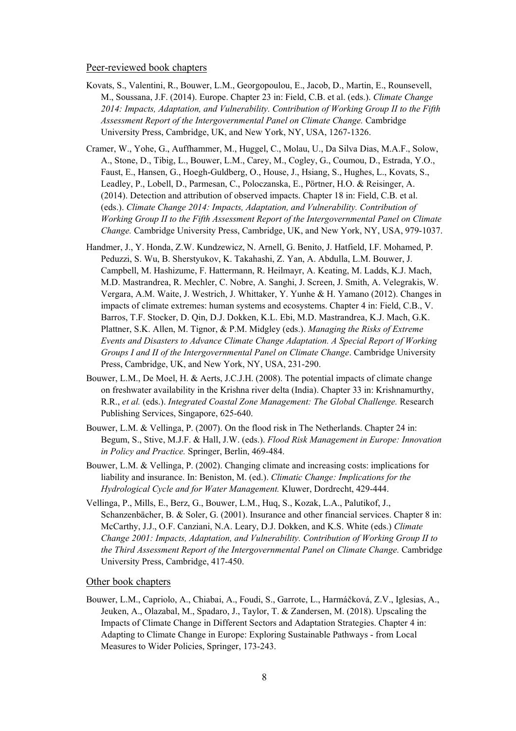## Peer-reviewed book chapters

Kovats, S., Valentini, R., Bouwer, L.M., Georgopoulou, E., Jacob, D., Martin, E., Rounsevell, M., Soussana, J.F. (2014). Europe. Chapter 23 in: Field, C.B. et al. (eds.). *Climate Change 2014: Impacts, Adaptation, and Vulnerability. Contribution of Working Group II to the Fifth Assessment Report of the Intergovernmental Panel on Climate Change.* Cambridge University Press, Cambridge, UK, and New York, NY, USA, 1267-1326.

Cramer, W., Yohe, G., Auffhammer, M., Huggel, C., Molau, U., Da Silva Dias, M.A.F., Solow, A., Stone, D., Tibig, L., Bouwer, L.M., Carey, M., Cogley, G., Coumou, D., Estrada, Y.O., Faust, E., Hansen, G., Hoegh-Guldberg, O., House, J., Hsiang, S., Hughes, L., Kovats, S., Leadley, P., Lobell, D., Parmesan, C., Poloczanska, E., Pörtner, H.O. & Reisinger, A. (2014). Detection and attribution of observed impacts. Chapter 18 in: Field, C.B. et al. (eds.). *Climate Change 2014: Impacts, Adaptation, and Vulnerability. Contribution of Working Group II to the Fifth Assessment Report of the Intergovernmental Panel on Climate Change.* Cambridge University Press, Cambridge, UK, and New York, NY, USA, 979-1037.

Handmer, J., Y. Honda, Z.W. Kundzewicz, N. Arnell, G. Benito, J. Hatfield, I.F. Mohamed, P. Peduzzi, S. Wu, B. Sherstyukov, K. Takahashi, Z. Yan, A. Abdulla, L.M. Bouwer, J. Campbell, M. Hashizume, F. Hattermann, R. Heilmayr, A. Keating, M. Ladds, K.J. Mach, M.D. Mastrandrea, R. Mechler, C. Nobre, A. Sanghi, J. Screen, J. Smith, A. Velegrakis, W. Vergara, A.M. Waite, J. Westrich, J. Whittaker, Y. Yunhe & H. Yamano (2012). Changes in impacts of climate extremes: human systems and ecosystems. Chapter 4 in: Field, C.B., V. Barros, T.F. Stocker, D. Qin, D.J. Dokken, K.L. Ebi, M.D. Mastrandrea, K.J. Mach, G.K. Plattner, S.K. Allen, M. Tignor, & P.M. Midgley (eds.). *Managing the Risks of Extreme Events and Disasters to Advance Climate Change Adaptation. A Special Report of Working Groups I and II of the Intergovernmental Panel on Climate Change*. Cambridge University Press, Cambridge, UK, and New York, NY, USA, 231-290.

Bouwer, L.M., De Moel, H. & Aerts, J.C.J.H. (2008). The potential impacts of climate change on freshwater availability in the Krishna river delta (India). Chapter 33 in: Krishnamurthy, R.R., *et al.* (eds.). *Integrated Coastal Zone Management: The Global Challenge.* Research Publishing Services, Singapore, 625-640.

Bouwer, L.M. & Vellinga, P. (2007). On the flood risk in The Netherlands. Chapter 24 in: Begum, S., Stive, M.J.F. & Hall, J.W. (eds.). *Flood Risk Management in Europe: Innovation in Policy and Practice.* Springer, Berlin, 469-484.

Bouwer, L.M. & Vellinga, P. (2002). Changing climate and increasing costs: implications for liability and insurance. In: Beniston, M. (ed.). *Climatic Change: Implications for the Hydrological Cycle and for Water Management.* Kluwer, Dordrecht, 429-444.

Vellinga, P., Mills, E., Berz, G., Bouwer, L.M., Huq, S., Kozak, L.A., Palutikof, J., Schanzenbächer, B. & Soler, G. (2001). Insurance and other financial services. Chapter 8 in: McCarthy, J.J., O.F. Canziani, N.A. Leary, D.J. Dokken, and K.S. White (eds.) *Climate Change 2001: Impacts, Adaptation, and Vulnerability. Contribution of Working Group II to the Third Assessment Report of the Intergovernmental Panel on Climate Change.* Cambridge University Press, Cambridge, 417-450.

## Other book chapters

Bouwer, L.M., Capriolo, A., Chiabai, A., Foudi, S., Garrote, L., Harmáčková, Z.V., Iglesias, A., Jeuken, A., Olazabal, M., Spadaro, J., Taylor, T. & Zandersen, M. (2018). Upscaling the Impacts of Climate Change in Different Sectors and Adaptation Strategies. Chapter 4 in: Adapting to Climate Change in Europe: Exploring Sustainable Pathways - from Local Measures to Wider Policies, Springer, 173-243.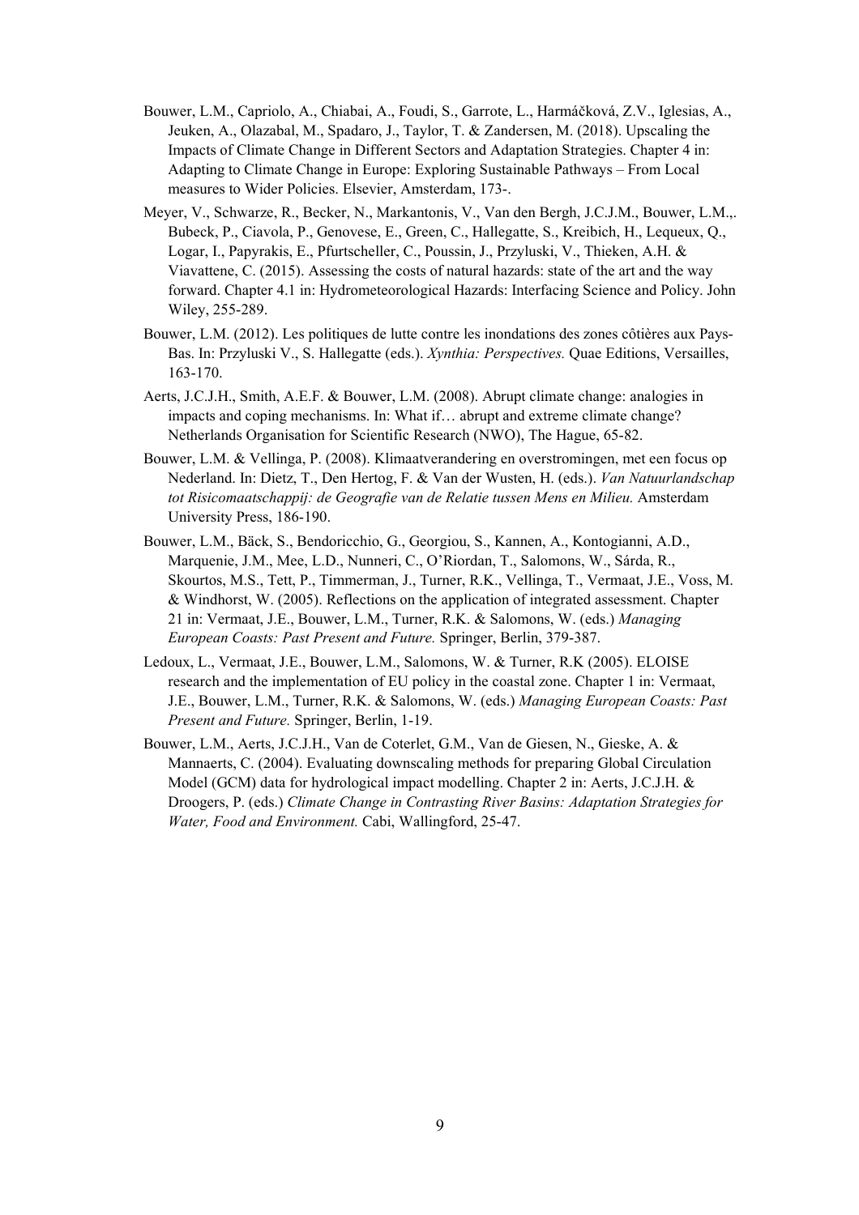Bouwer, L.M., Capriolo, A., Chiabai, A., Foudi, S., Garrote, L., Harmáčková, Z.V., Iglesias, A., Jeuken, A., Olazabal, M., Spadaro, J., Taylor, T. & Zandersen, M. (2018). Upscaling the Impacts of Climate Change in Different Sectors and Adaptation Strategies. Chapter 4 in: Adapting to Climate Change in Europe: Exploring Sustainable Pathways – From Local measures to Wider Policies. Elsevier, Amsterdam, 173-.

Meyer, V., Schwarze, R., Becker, N., Markantonis, V., Van den Bergh, J.C.J.M., Bouwer, L.M.,. Bubeck, P., Ciavola, P., Genovese, E., Green, C., Hallegatte, S., Kreibich, H., Lequeux, Q., Logar, I., Papyrakis, E., Pfurtscheller, C., Poussin, J., Przyluski, V., Thieken, A.H. & Viavattene, C. (2015). Assessing the costs of natural hazards: state of the art and the way forward. Chapter 4.1 in: Hydrometeorological Hazards: Interfacing Science and Policy. John Wiley, 255-289.

Bouwer, L.M. (2012). Les politiques de lutte contre les inondations des zones côtières aux Pays-Bas. In: Przyluski V., S. Hallegatte (eds.). *Xynthia: Perspectives.* Quae Editions, Versailles, 163-170.

Aerts, J.C.J.H., Smith, A.E.F. & Bouwer, L.M. (2008). Abrupt climate change: analogies in impacts and coping mechanisms. In: What if… abrupt and extreme climate change? Netherlands Organisation for Scientific Research (NWO), The Hague, 65-82.

Bouwer, L.M. & Vellinga, P. (2008). Klimaatverandering en overstromingen, met een focus op Nederland. In: Dietz, T., Den Hertog, F. & Van der Wusten, H. (eds.). *Van Natuurlandschap tot Risicomaatschappij: de Geografie van de Relatie tussen Mens en Milieu.* Amsterdam University Press, 186-190.

Bouwer, L.M., Bäck, S., Bendoricchio, G., Georgiou, S., Kannen, A., Kontogianni, A.D., Marquenie, J.M., Mee, L.D., Nunneri, C., O'Riordan, T., Salomons, W., Sárda, R., Skourtos, M.S., Tett, P., Timmerman, J., Turner, R.K., Vellinga, T., Vermaat, J.E., Voss, M. & Windhorst, W. (2005). Reflections on the application of integrated assessment. Chapter 21 in: Vermaat, J.E., Bouwer, L.M., Turner, R.K. & Salomons, W. (eds.) *Managing European Coasts: Past Present and Future.* Springer, Berlin, 379-387.

Ledoux, L., Vermaat, J.E., Bouwer, L.M., Salomons, W. & Turner, R.K (2005). ELOISE research and the implementation of EU policy in the coastal zone. Chapter 1 in: Vermaat, J.E., Bouwer, L.M., Turner, R.K. & Salomons, W. (eds.) *Managing European Coasts: Past Present and Future.* Springer, Berlin, 1-19.

Bouwer, L.M., Aerts, J.C.J.H., Van de Coterlet, G.M., Van de Giesen, N., Gieske, A. & Mannaerts, C. (2004). Evaluating downscaling methods for preparing Global Circulation Model (GCM) data for hydrological impact modelling. Chapter 2 in: Aerts, J.C.J.H. & Droogers, P. (eds.) *Climate Change in Contrasting River Basins: Adaptation Strategies for Water, Food and Environment.* Cabi, Wallingford, 25-47.